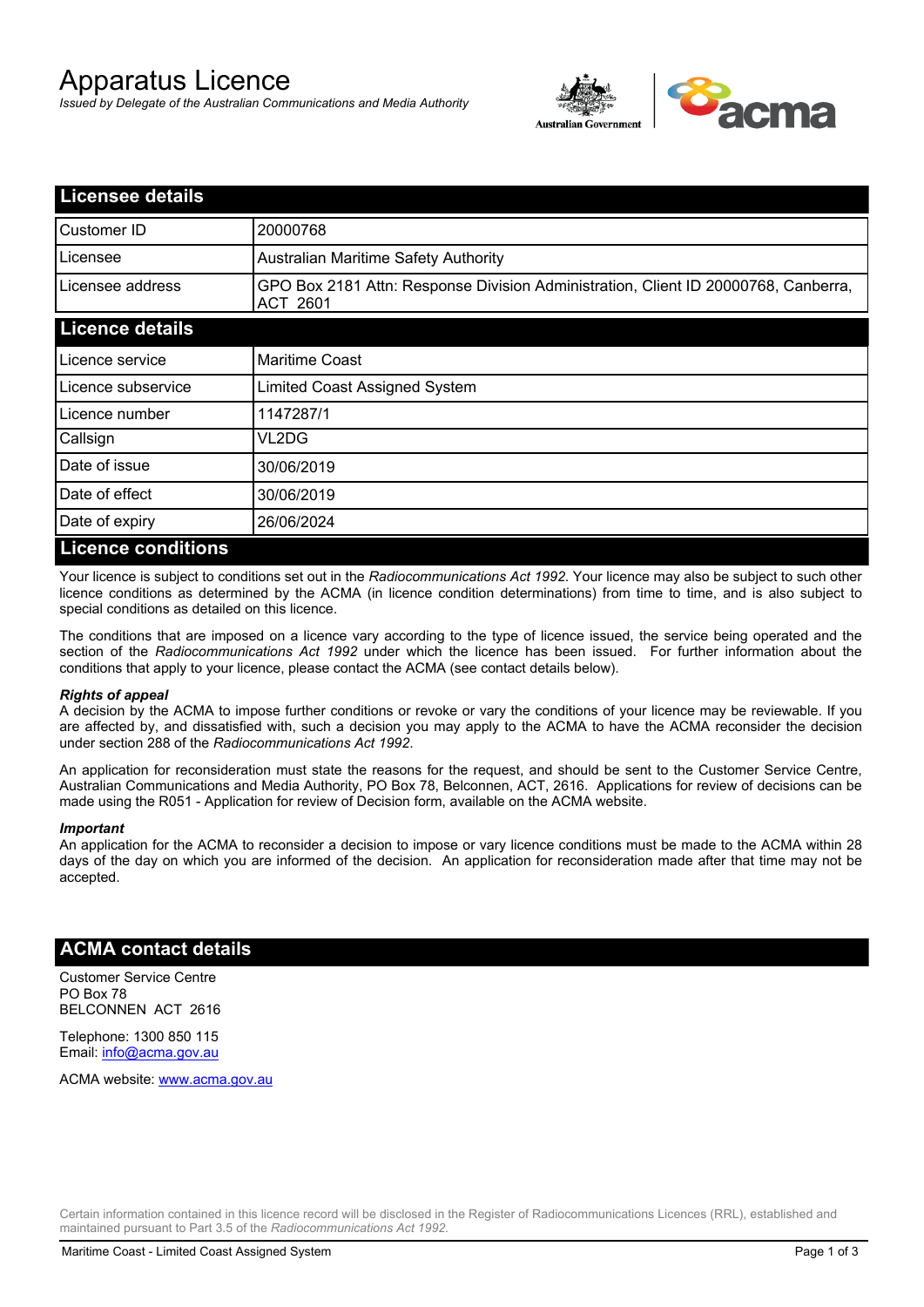# Apparatus Licence

*Issued by Delegate of the Australian Communications and Media Authority*

## Licensee details

| | |
|---|---|
| Customer ID | 20000768 |
| Licensee | Australian Maritime Safety Authority |
| Licensee address | GPO Box 2181 Attn: Response Division Administration, Client ID 20000768, Canberra, ACT 2601 |

## Licence details

| | |
|---|---|
| Licence service | Maritime Coast |
| Licence subservice | Limited Coast Assigned System |
| Licence number | 1147287/1 |
| Callsign | VL2DG |
| Date of issue | 30/06/2019 |
| Date of effect | 30/06/2019 |
| Date of expiry | 26/06/2024 |

## Licence conditions

Your licence is subject to conditions set out in the *Radiocommunications Act 1992*. Your licence may also be subject to such other licence conditions as determined by the ACMA (in licence condition determinations) from time to time, and is also subject to special conditions as detailed on this licence.

The conditions that are imposed on a licence vary according to the type of licence issued, the service being operated and the section of the *Radiocommunications Act 1992* under which the licence has been issued. For further information about the conditions that apply to your licence, please contact the ACMA (see contact details below).

***Rights of appeal***

A decision by the ACMA to impose further conditions or revoke or vary the conditions of your licence may be reviewable. If you are affected by, and dissatisfied with, such a decision you may apply to the ACMA to have the ACMA reconsider the decision under section 288 of the *Radiocommunications Act 1992*.

An application for reconsideration must state the reasons for the request, and should be sent to the Customer Service Centre, Australian Communications and Media Authority, PO Box 78, Belconnen, ACT, 2616. Applications for review of decisions can be made using the R051 - Application for review of Decision form, available on the ACMA website.

***Important***

An application for the ACMA to reconsider a decision to impose or vary licence conditions must be made to the ACMA within 28 days of the day on which you are informed of the decision. An application for reconsideration made after that time may not be accepted.

## ACMA contact details

Customer Service Centre
PO Box 78
BELCONNEN ACT 2616

Telephone: 1300 850 115
Email: info@acma.gov.au

ACMA website: www.acma.gov.au

Certain information contained in this licence record will be disclosed in the Register of Radiocommunications Licences (RRL), established and maintained pursuant to Part 3.5 of the *Radiocommunications Act 1992.*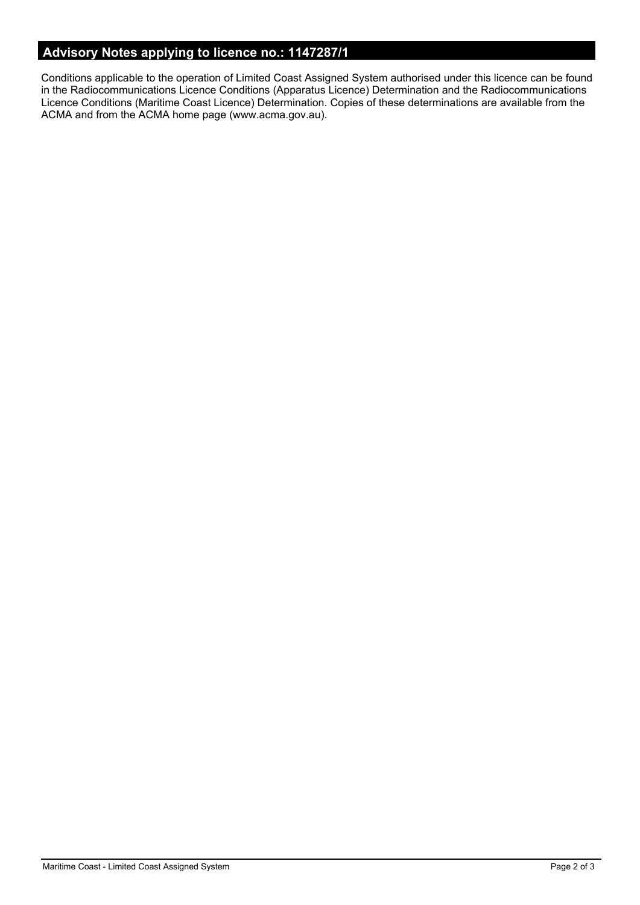## Advisory Notes applying to licence no.: 1147287/1

Conditions applicable to the operation of Limited Coast Assigned System authorised under this licence can be found in the Radiocommunications Licence Conditions (Apparatus Licence) Determination and the Radiocommunications Licence Conditions (Maritime Coast Licence) Determination. Copies of these determinations are available from the ACMA and from the ACMA home page (www.acma.gov.au).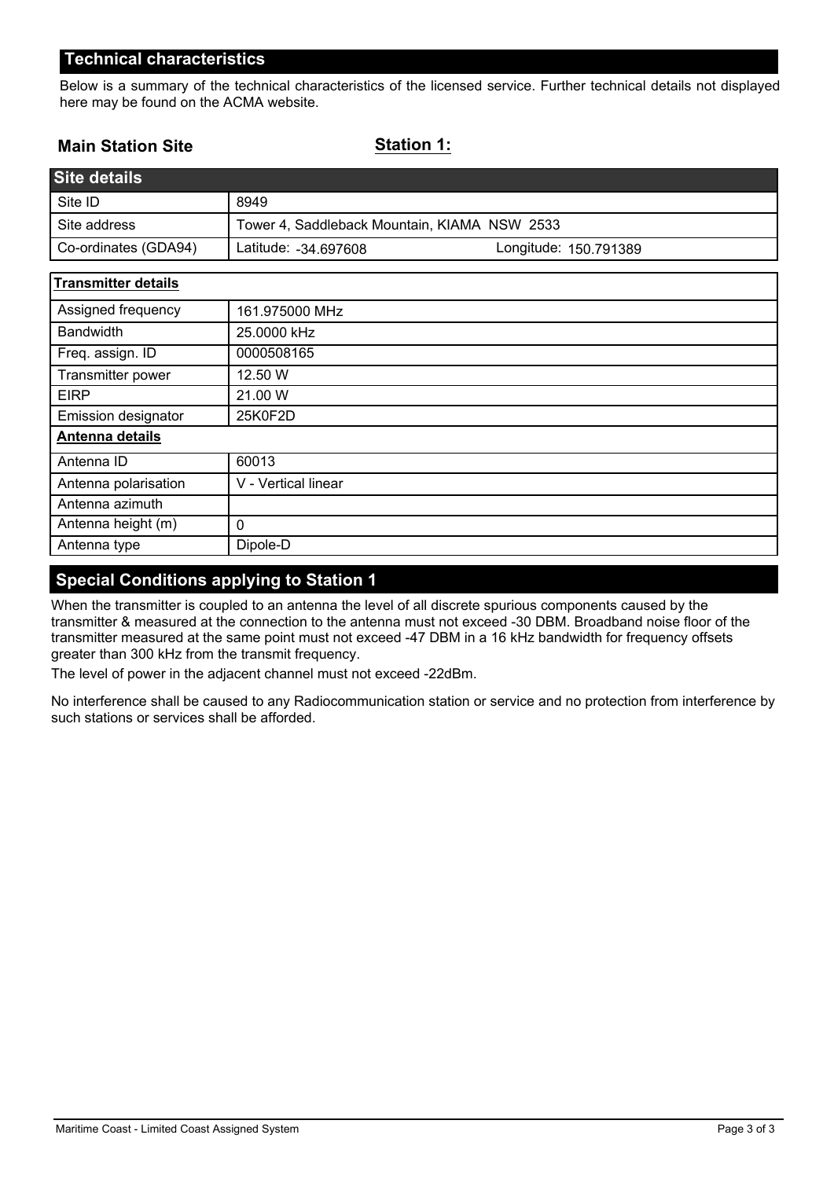## Technical characteristics

Below is a summary of the technical characteristics of the licensed service. Further technical details not displayed here may be found on the ACMA website.

**Main Station Site** **Station 1:**

| Site details | |
|---|---|
| Site ID | 8949 |
| Site address | Tower 4, Saddleback Mountain, KIAMA NSW 2533 |
| Co-ordinates (GDA94) | Latitude: -34.697608 Longitude: 150.791389 |

| Transmitter details | |
|---|---|
| Assigned frequency | 161.975000 MHz |
| Bandwidth | 25.0000 kHz |
| Freq. assign. ID | 0000508165 |
| Transmitter power | 12.50 W |
| EIRP | 21.00 W |
| Emission designator | 25K0F2D |
| **Antenna details** | |
| Antenna ID | 60013 |
| Antenna polarisation | V - Vertical linear |
| Antenna azimuth | |
| Antenna height (m) | 0 |
| Antenna type | Dipole-D |

## Special Conditions applying to Station 1

When the transmitter is coupled to an antenna the level of all discrete spurious components caused by the transmitter & measured at the connection to the antenna must not exceed -30 DBM. Broadband noise floor of the transmitter measured at the same point must not exceed -47 DBM in a 16 kHz bandwidth for frequency offsets greater than 300 kHz from the transmit frequency.

The level of power in the adjacent channel must not exceed -22dBm.

No interference shall be caused to any Radiocommunication station or service and no protection from interference by such stations or services shall be afforded.